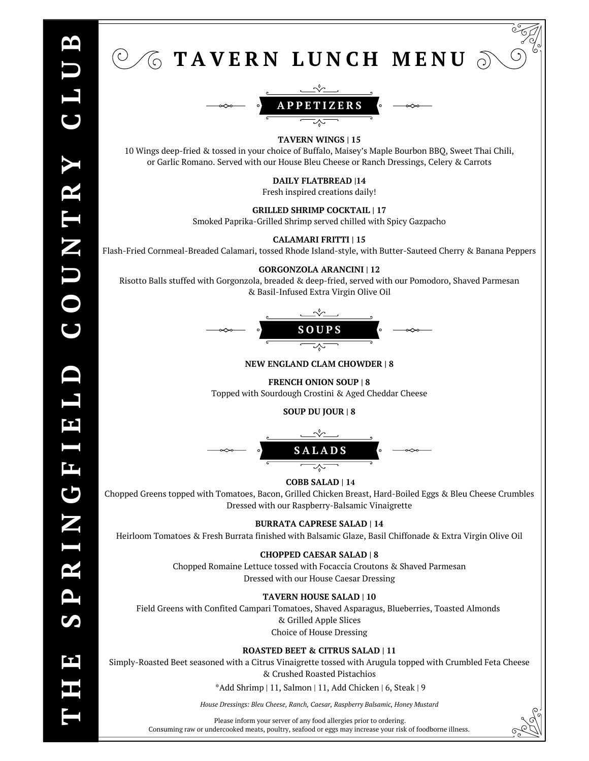# THE SPRINGFIELD COUNTRY CLUB

# TAVERN LUNCH MENU

## APPETIZERS

**TAVERN WINGS | 15**
10 Wings deep-fried & tossed in your choice of Buffalo, Maisey's Maple Bourbon BBQ, Sweet Thai Chili, or Garlic Romano. Served with our House Bleu Cheese or Ranch Dressings, Celery & Carrots

**DAILY FLATBREAD |14**
Fresh inspired creations daily!

**GRILLED SHRIMP COCKTAIL | 17**
Smoked Paprika-Grilled Shrimp served chilled with Spicy Gazpacho

**CALAMARI FRITTI | 15**
Flash-Fried Cornmeal-Breaded Calamari, tossed Rhode Island-style, with Butter-Sauteed Cherry & Banana Peppers

**GORGONZOLA ARANCINI | 12**
Risotto Balls stuffed with Gorgonzola, breaded & deep-fried, served with our Pomodoro, Shaved Parmesan & Basil-Infused Extra Virgin Olive Oil

## SOUPS

**NEW ENGLAND CLAM CHOWDER | 8**

**FRENCH ONION SOUP | 8**
Topped with Sourdough Crostini & Aged Cheddar Cheese

**SOUP DU JOUR | 8**

## SALADS

**COBB SALAD | 14**
Chopped Greens topped with Tomatoes, Bacon, Grilled Chicken Breast, Hard-Boiled Eggs & Bleu Cheese Crumbles
Dressed with our Raspberry-Balsamic Vinaigrette

**BURRATA CAPRESE SALAD | 14**
Heirloom Tomatoes & Fresh Burrata finished with Balsamic Glaze, Basil Chiffonade & Extra Virgin Olive Oil

**CHOPPED CAESAR SALAD | 8**
Chopped Romaine Lettuce tossed with Focaccia Croutons & Shaved Parmesan
Dressed with our House Caesar Dressing

**TAVERN HOUSE SALAD | 10**
Field Greens with Confited Campari Tomatoes, Shaved Asparagus, Blueberries, Toasted Almonds & Grilled Apple Slices
Choice of House Dressing

**ROASTED BEET & CITRUS SALAD | 11**
Simply-Roasted Beet seasoned with a Citrus Vinaigrette tossed with Arugula topped with Crumbled Feta Cheese & Crushed Roasted Pistachios

*Add Shrimp | 11, Salmon | 11, Add Chicken | 6, Steak | 9

*House Dressings: Bleu Cheese, Ranch, Caesar, Raspberry Balsamic, Honey Mustard*

Please inform your server of any food allergies prior to ordering.
Consuming raw or undercooked meats, poultry, seafood or eggs may increase your risk of foodborne illness.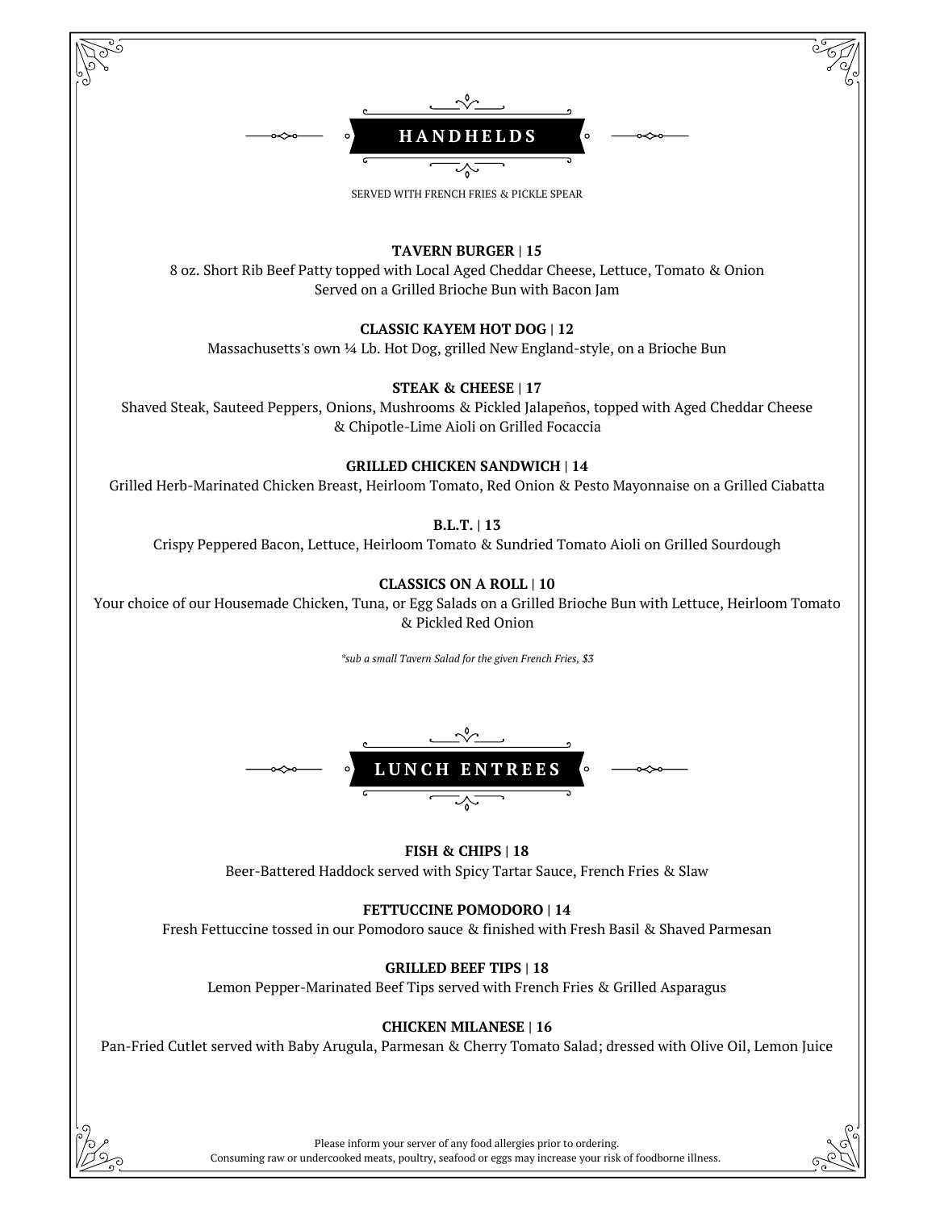## HANDHELDS

SERVED WITH FRENCH FRIES & PICKLE SPEAR

**TAVERN BURGER | 15**
8 oz. Short Rib Beef Patty topped with Local Aged Cheddar Cheese, Lettuce, Tomato & Onion
Served on a Grilled Brioche Bun with Bacon Jam

**CLASSIC KAYEM HOT DOG | 12**
Massachusetts's own ¼ Lb. Hot Dog, grilled New England-style, on a Brioche Bun

**STEAK & CHEESE | 17**
Shaved Steak, Sauteed Peppers, Onions, Mushrooms & Pickled Jalapeños, topped with Aged Cheddar Cheese & Chipotle-Lime Aioli on Grilled Focaccia

**GRILLED CHICKEN SANDWICH | 14**
Grilled Herb-Marinated Chicken Breast, Heirloom Tomato, Red Onion & Pesto Mayonnaise on a Grilled Ciabatta

**B.L.T. | 13**
Crispy Peppered Bacon, Lettuce, Heirloom Tomato & Sundried Tomato Aioli on Grilled Sourdough

**CLASSICS ON A ROLL | 10**
Your choice of our Housemade Chicken, Tuna, or Egg Salads on a Grilled Brioche Bun with Lettuce, Heirloom Tomato & Pickled Red Onion

*\*sub a small Tavern Salad for the given French Fries, $3*

## LUNCH ENTREES

**FISH & CHIPS | 18**
Beer-Battered Haddock served with Spicy Tartar Sauce, French Fries & Slaw

**FETTUCCINE POMODORO | 14**
Fresh Fettuccine tossed in our Pomodoro sauce & finished with Fresh Basil & Shaved Parmesan

**GRILLED BEEF TIPS | 18**
Lemon Pepper-Marinated Beef Tips served with French Fries & Grilled Asparagus

**CHICKEN MILANESE | 16**
Pan-Fried Cutlet served with Baby Arugula, Parmesan & Cherry Tomato Salad; dressed with Olive Oil, Lemon Juice

Please inform your server of any food allergies prior to ordering.
Consuming raw or undercooked meats, poultry, seafood or eggs may increase your risk of foodborne illness.